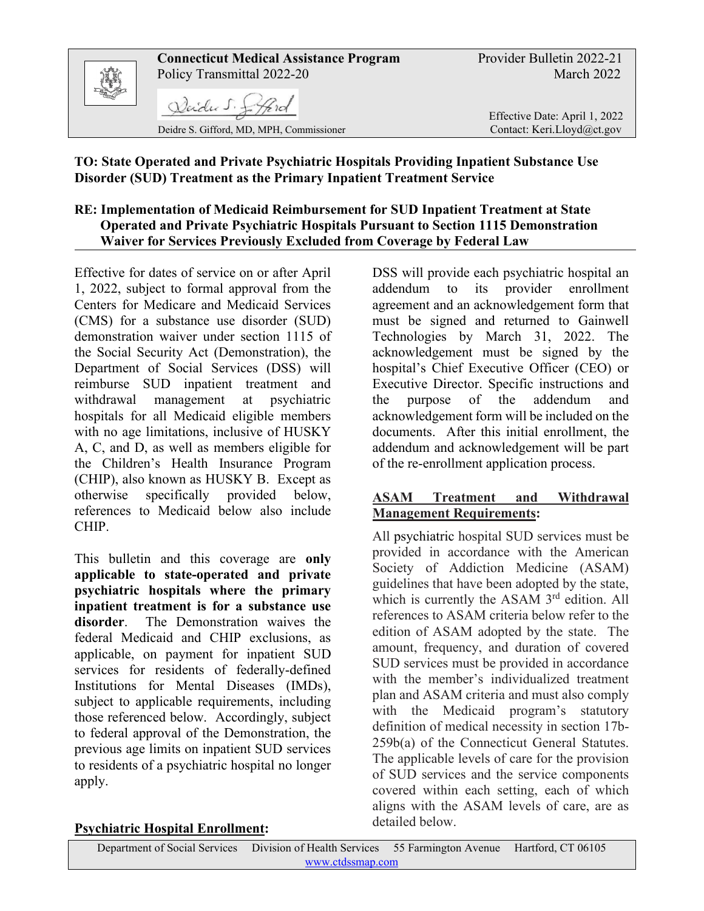**Connecticut Medical Assistance Program**
Policy Transmittal 2022-20

Provider Bulletin 2022-21
March 2022

Deidre S. Gifford, MD, MPH, Commissioner

Effective Date: April 1, 2022
Contact: Keri.Lloyd@ct.gov

**TO: State Operated and Private Psychiatric Hospitals Providing Inpatient Substance Use Disorder (SUD) Treatment as the Primary Inpatient Treatment Service**

**RE: Implementation of Medicaid Reimbursement for SUD Inpatient Treatment at State Operated and Private Psychiatric Hospitals Pursuant to Section 1115 Demonstration Waiver for Services Previously Excluded from Coverage by Federal Law**

Effective for dates of service on or after April 1, 2022, subject to formal approval from the Centers for Medicare and Medicaid Services (CMS) for a substance use disorder (SUD) demonstration waiver under section 1115 of the Social Security Act (Demonstration), the Department of Social Services (DSS) will reimburse SUD inpatient treatment and withdrawal management at psychiatric hospitals for all Medicaid eligible members with no age limitations, inclusive of HUSKY A, C, and D, as well as members eligible for the Children's Health Insurance Program (CHIP), also known as HUSKY B. Except as otherwise specifically provided below, references to Medicaid below also include CHIP.

This bulletin and this coverage are **only applicable to state-operated and private psychiatric hospitals where the primary inpatient treatment is for a substance use disorder**. The Demonstration waives the federal Medicaid and CHIP exclusions, as applicable, on payment for inpatient SUD services for residents of federally-defined Institutions for Mental Diseases (IMDs), subject to applicable requirements, including those referenced below. Accordingly, subject to federal approval of the Demonstration, the previous age limits on inpatient SUD services to residents of a psychiatric hospital no longer apply.

**Psychiatric Hospital Enrollment:**

DSS will provide each psychiatric hospital an addendum to its provider enrollment agreement and an acknowledgement form that must be signed and returned to Gainwell Technologies by March 31, 2022. The acknowledgement must be signed by the hospital's Chief Executive Officer (CEO) or Executive Director. Specific instructions and the purpose of the addendum and acknowledgement form will be included on the documents. After this initial enrollment, the addendum and acknowledgement will be part of the re-enrollment application process.

**ASAM Treatment and Withdrawal Management Requirements:**

All psychiatric hospital SUD services must be provided in accordance with the American Society of Addiction Medicine (ASAM) guidelines that have been adopted by the state, which is currently the ASAM 3rd edition. All references to ASAM criteria below refer to the edition of ASAM adopted by the state. The amount, frequency, and duration of covered SUD services must be provided in accordance with the member's individualized treatment plan and ASAM criteria and must also comply with the Medicaid program's statutory definition of medical necessity in section 17b-259b(a) of the Connecticut General Statutes. The applicable levels of care for the provision of SUD services and the service components covered within each setting, each of which aligns with the ASAM levels of care, are as detailed below.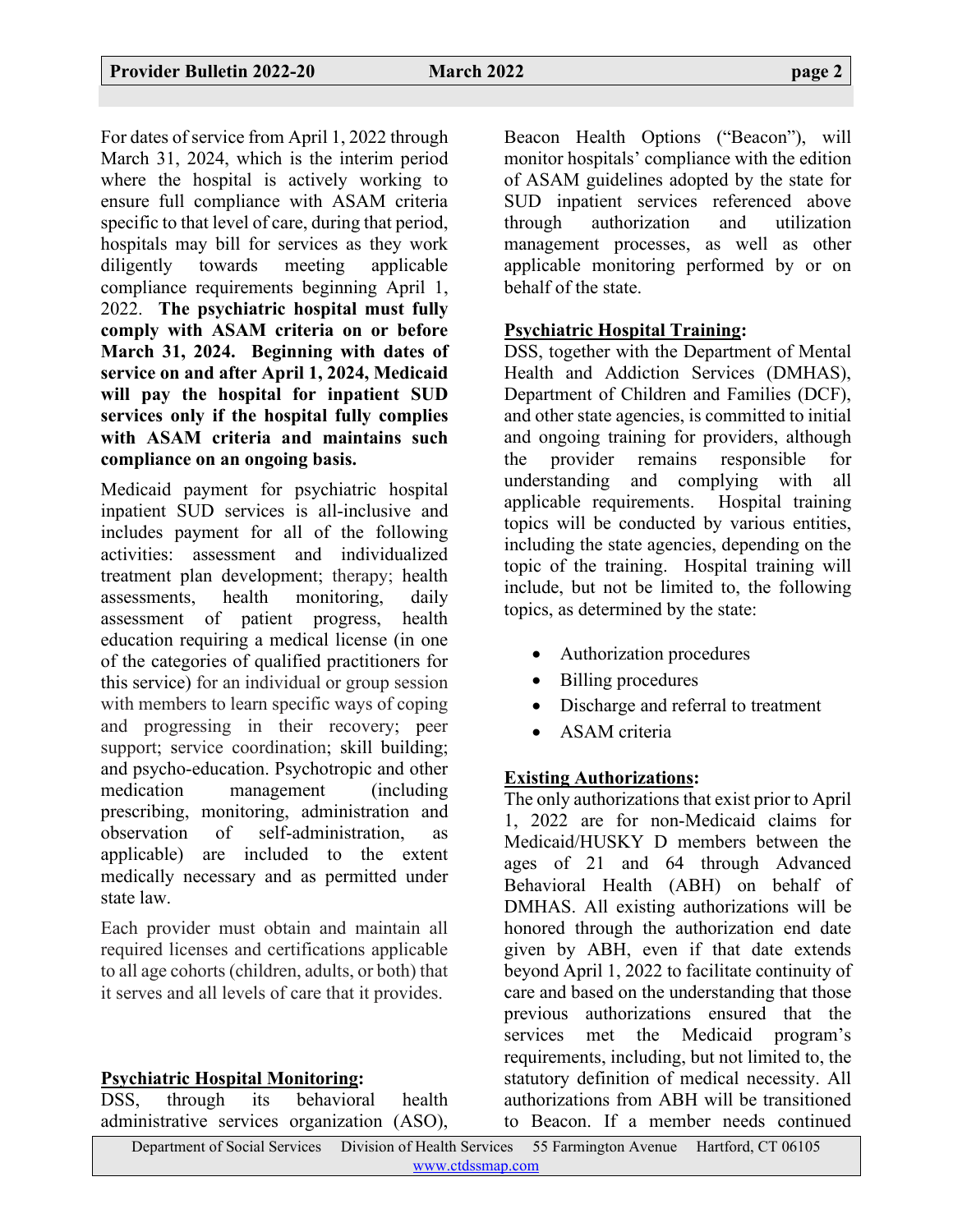For dates of service from April 1, 2022 through March 31, 2024, which is the interim period where the hospital is actively working to ensure full compliance with ASAM criteria specific to that level of care, during that period, hospitals may bill for services as they work diligently towards meeting applicable compliance requirements beginning April 1, 2022. **The psychiatric hospital must fully comply with ASAM criteria on or before March 31, 2024. Beginning with dates of service on and after April 1, 2024, Medicaid will pay the hospital for inpatient SUD services only if the hospital fully complies with ASAM criteria and maintains such compliance on an ongoing basis.**

Medicaid payment for psychiatric hospital inpatient SUD services is all-inclusive and includes payment for all of the following activities: assessment and individualized treatment plan development; therapy; health assessments, health monitoring, daily assessment of patient progress, health education requiring a medical license (in one of the categories of qualified practitioners for this service) for an individual or group session with members to learn specific ways of coping and progressing in their recovery; peer support; service coordination; skill building; and psycho-education. Psychotropic and other medication management (including prescribing, monitoring, administration and observation of self-administration, as applicable) are included to the extent medically necessary and as permitted under state law.

Each provider must obtain and maintain all required licenses and certifications applicable to all age cohorts (children, adults, or both) that it serves and all levels of care that it provides.

**Psychiatric Hospital Monitoring:**
DSS, through its behavioral health administrative services organization (ASO), Beacon Health Options ("Beacon"), will monitor hospitals' compliance with the edition of ASAM guidelines adopted by the state for SUD inpatient services referenced above through authorization and utilization management processes, as well as other applicable monitoring performed by or on behalf of the state.

**Psychiatric Hospital Training:**
DSS, together with the Department of Mental Health and Addiction Services (DMHAS), Department of Children and Families (DCF), and other state agencies, is committed to initial and ongoing training for providers, although the provider remains responsible for understanding and complying with all applicable requirements. Hospital training topics will be conducted by various entities, including the state agencies, depending on the topic of the training. Hospital training will include, but not be limited to, the following topics, as determined by the state:

- Authorization procedures
- Billing procedures
- Discharge and referral to treatment
- ASAM criteria

**Existing Authorizations:**
The only authorizations that exist prior to April 1, 2022 are for non-Medicaid claims for Medicaid/HUSKY D members between the ages of 21 and 64 through Advanced Behavioral Health (ABH) on behalf of DMHAS. All existing authorizations will be honored through the authorization end date given by ABH, even if that date extends beyond April 1, 2022 to facilitate continuity of care and based on the understanding that those previous authorizations ensured that the services met the Medicaid program's requirements, including, but not limited to, the statutory definition of medical necessity. All authorizations from ABH will be transitioned to Beacon. If a member needs continued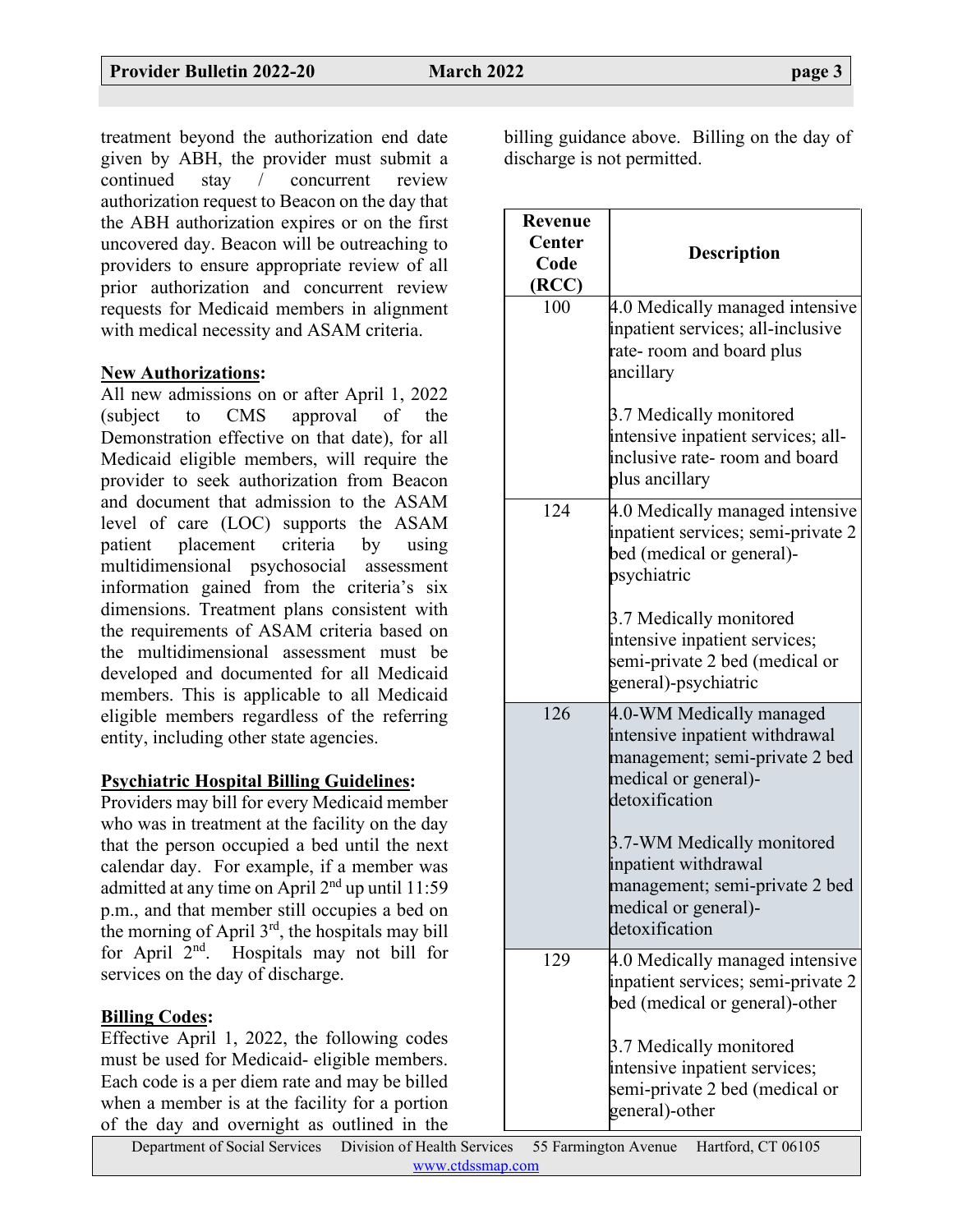treatment beyond the authorization end date given by ABH, the provider must submit a continued stay / concurrent review authorization request to Beacon on the day that the ABH authorization expires or on the first uncovered day. Beacon will be outreaching to providers to ensure appropriate review of all prior authorization and concurrent review requests for Medicaid members in alignment with medical necessity and ASAM criteria.

**New Authorizations:**

All new admissions on or after April 1, 2022 (subject to CMS approval of the Demonstration effective on that date), for all Medicaid eligible members, will require the provider to seek authorization from Beacon and document that admission to the ASAM level of care (LOC) supports the ASAM patient placement criteria by using multidimensional psychosocial assessment information gained from the criteria's six dimensions. Treatment plans consistent with the requirements of ASAM criteria based on the multidimensional assessment must be developed and documented for all Medicaid members. This is applicable to all Medicaid eligible members regardless of the referring entity, including other state agencies.

**Psychiatric Hospital Billing Guidelines:**

Providers may bill for every Medicaid member who was in treatment at the facility on the day that the person occupied a bed until the next calendar day. For example, if a member was admitted at any time on April 2nd up until 11:59 p.m., and that member still occupies a bed on the morning of April 3rd, the hospitals may bill for April 2nd. Hospitals may not bill for services on the day of discharge.

**Billing Codes:**

Effective April 1, 2022, the following codes must be used for Medicaid- eligible members. Each code is a per diem rate and may be billed when a member is at the facility for a portion of the day and overnight as outlined in the billing guidance above. Billing on the day of discharge is not permitted.

| Revenue Center Code (RCC) | Description |
|---|---|
| 100 | 4.0 Medically managed intensive inpatient services; all-inclusive rate- room and board plus ancillary<br><br>3.7 Medically monitored intensive inpatient services; all-inclusive rate- room and board plus ancillary |
| 124 | 4.0 Medically managed intensive inpatient services; semi-private 2 bed (medical or general)-psychiatric<br><br>3.7 Medically monitored intensive inpatient services; semi-private 2 bed (medical or general)-psychiatric |
| 126 | 4.0-WM Medically managed intensive inpatient withdrawal management; semi-private 2 bed medical or general)-detoxification<br><br>3.7-WM Medically monitored inpatient withdrawal management; semi-private 2 bed medical or general)-detoxification |
| 129 | 4.0 Medically managed intensive inpatient services; semi-private 2 bed (medical or general)-other<br><br>3.7 Medically monitored intensive inpatient services; semi-private 2 bed (medical or general)-other |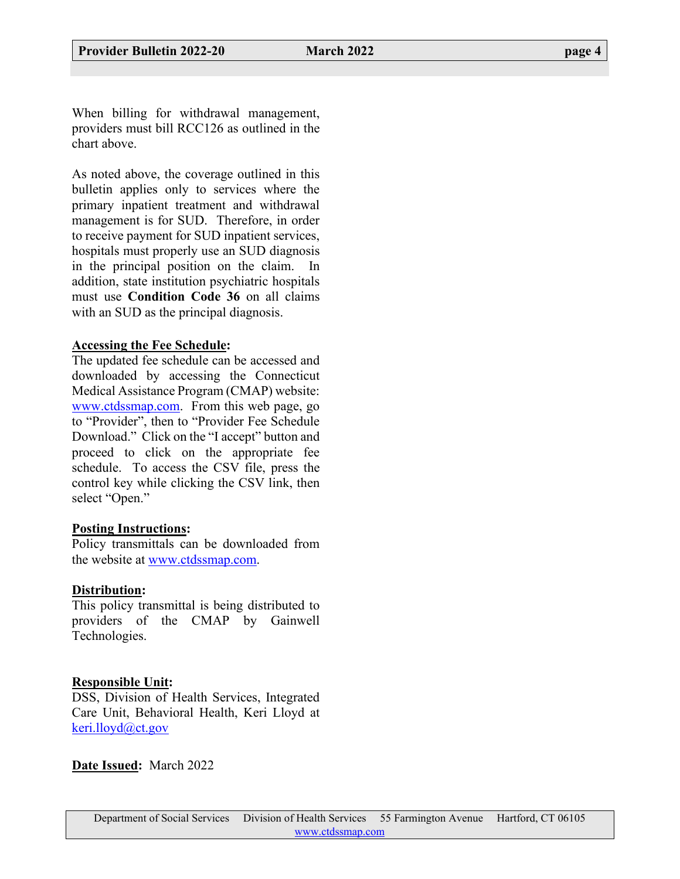When billing for withdrawal management, providers must bill RCC126 as outlined in the chart above.

As noted above, the coverage outlined in this bulletin applies only to services where the primary inpatient treatment and withdrawal management is for SUD. Therefore, in order to receive payment for SUD inpatient services, hospitals must properly use an SUD diagnosis in the principal position on the claim. In addition, state institution psychiatric hospitals must use **Condition Code 36** on all claims with an SUD as the principal diagnosis.

**Accessing the Fee Schedule:**
The updated fee schedule can be accessed and downloaded by accessing the Connecticut Medical Assistance Program (CMAP) website: www.ctdssmap.com. From this web page, go to "Provider", then to "Provider Fee Schedule Download." Click on the "I accept" button and proceed to click on the appropriate fee schedule. To access the CSV file, press the control key while clicking the CSV link, then select "Open."

**Posting Instructions:**
Policy transmittals can be downloaded from the website at www.ctdssmap.com.

**Distribution:**
This policy transmittal is being distributed to providers of the CMAP by Gainwell Technologies.

**Responsible Unit:**
DSS, Division of Health Services, Integrated Care Unit, Behavioral Health, Keri Lloyd at keri.lloyd@ct.gov

**Date Issued:** March 2022